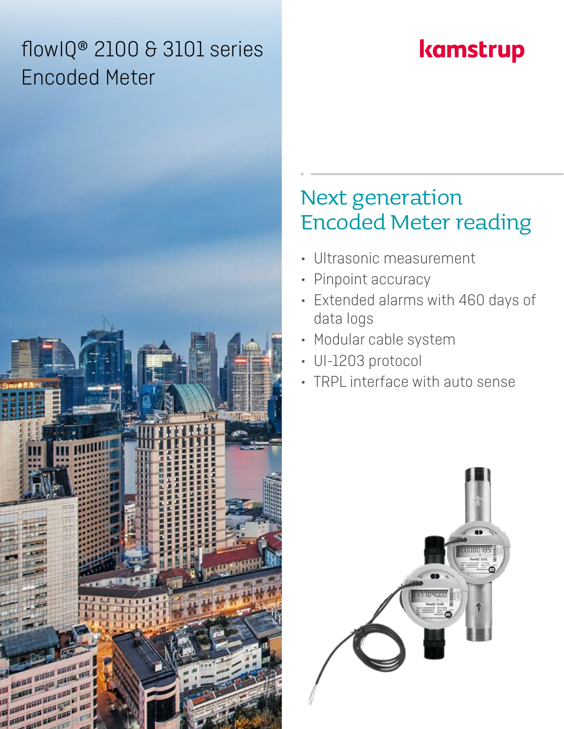# flowIQ® 2100 & 3101 series Encoded Meter

kamstrup

## Next generation Encoded Meter reading

- Ultrasonic measurement
- Pinpoint accuracy
- Extended alarms with 460 days of data logs
- Modular cable system
- UI-1203 protocol
- TRPL interface with auto sense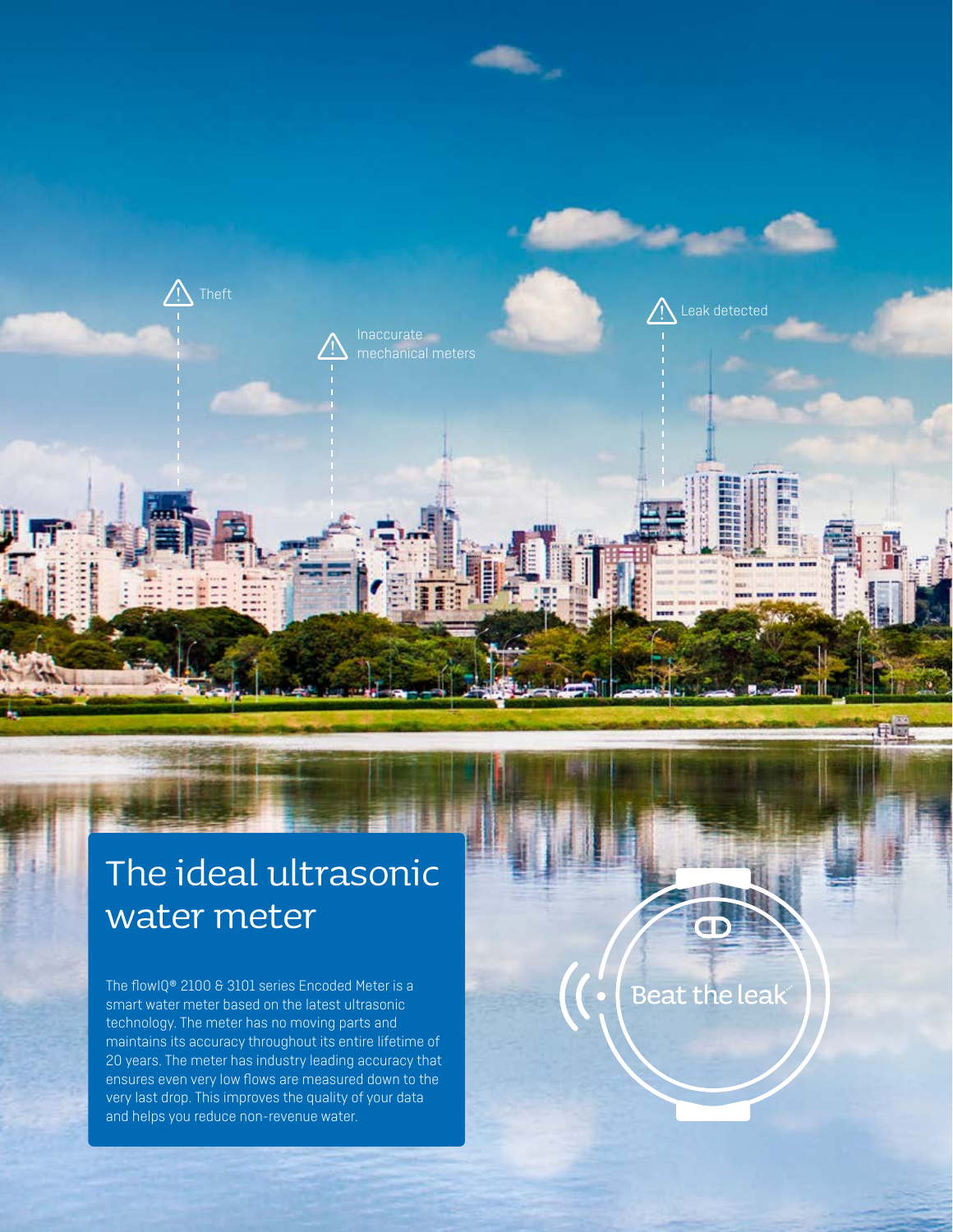Theft

Inaccurate mechanical meters

Leak detected

# The ideal ultrasonic water meter

The flowIQ® 2100 & 3101 series Encoded Meter is a smart water meter based on the latest ultrasonic technology. The meter has no moving parts and maintains its accuracy throughout its entire lifetime of 20 years. The meter has industry leading accuracy that ensures even very low flows are measured down to the very last drop. This improves the quality of your data and helps you reduce non-revenue water.

Beat the leak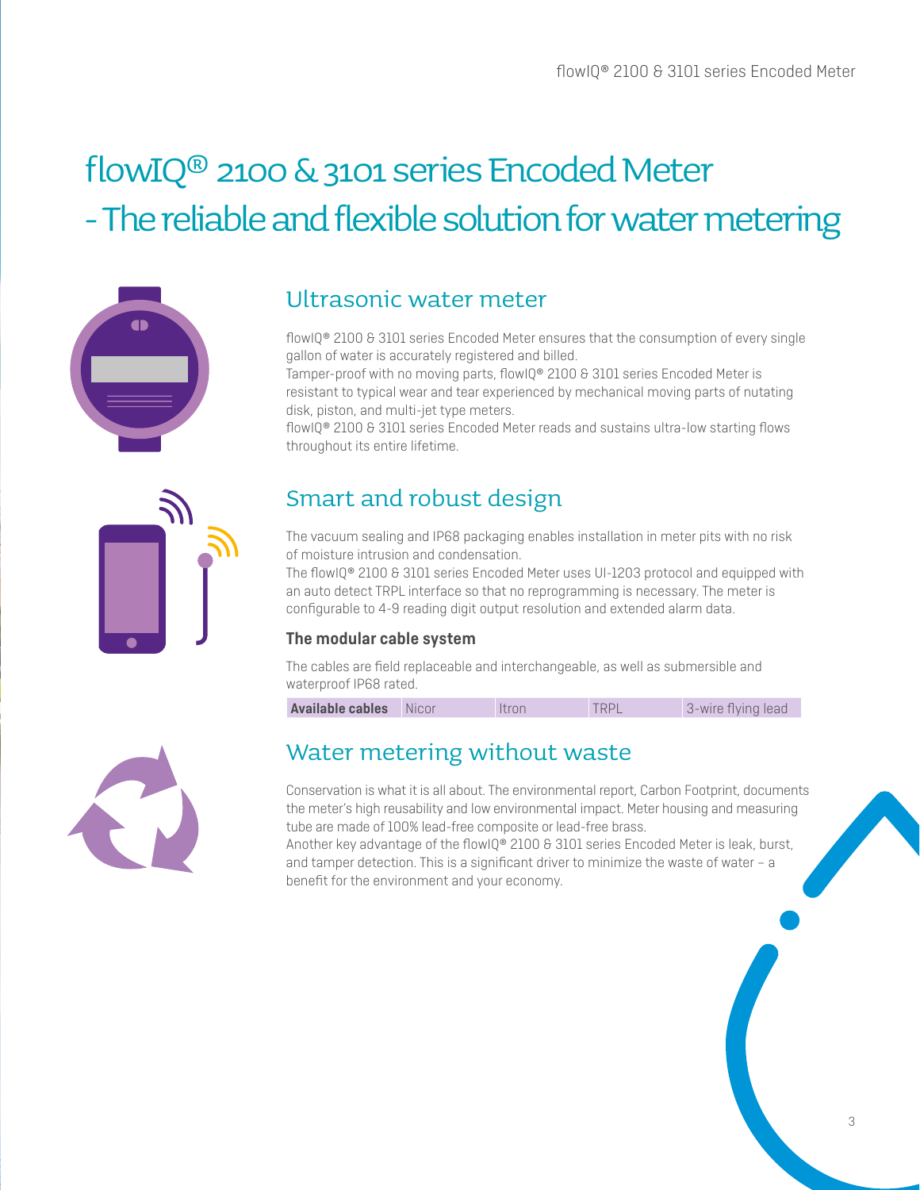# flowIQ® 2100 & 3101 series Encoded Meter - The reliable and flexible solution for water metering

## Ultrasonic water meter

flowIQ® 2100 & 3101 series Encoded Meter ensures that the consumption of every single gallon of water is accurately registered and billed.
Tamper-proof with no moving parts, flowIQ® 2100 & 3101 series Encoded Meter is resistant to typical wear and tear experienced by mechanical moving parts of nutating disk, piston, and multi-jet type meters.
flowIQ® 2100 & 3101 series Encoded Meter reads and sustains ultra-low starting flows throughout its entire lifetime.

## Smart and robust design

The vacuum sealing and IP68 packaging enables installation in meter pits with no risk of moisture intrusion and condensation.
The flowIQ® 2100 & 3101 series Encoded Meter uses UI-1203 protocol and equipped with an auto detect TRPL interface so that no reprogramming is necessary. The meter is configurable to 4-9 reading digit output resolution and extended alarm data.

### The modular cable system

The cables are field replaceable and interchangeable, as well as submersible and waterproof IP68 rated.

| **Available cables** | Nicor | Itron | TRPL | 3-wire flying lead |
|---|---|---|---|---|

## Water metering without waste

Conservation is what it is all about. The environmental report, Carbon Footprint, documents the meter's high reusability and low environmental impact. Meter housing and measuring tube are made of 100% lead-free composite or lead-free brass.
Another key advantage of the flowIQ® 2100 & 3101 series Encoded Meter is leak, burst, and tamper detection. This is a significant driver to minimize the waste of water – a benefit for the environment and your economy.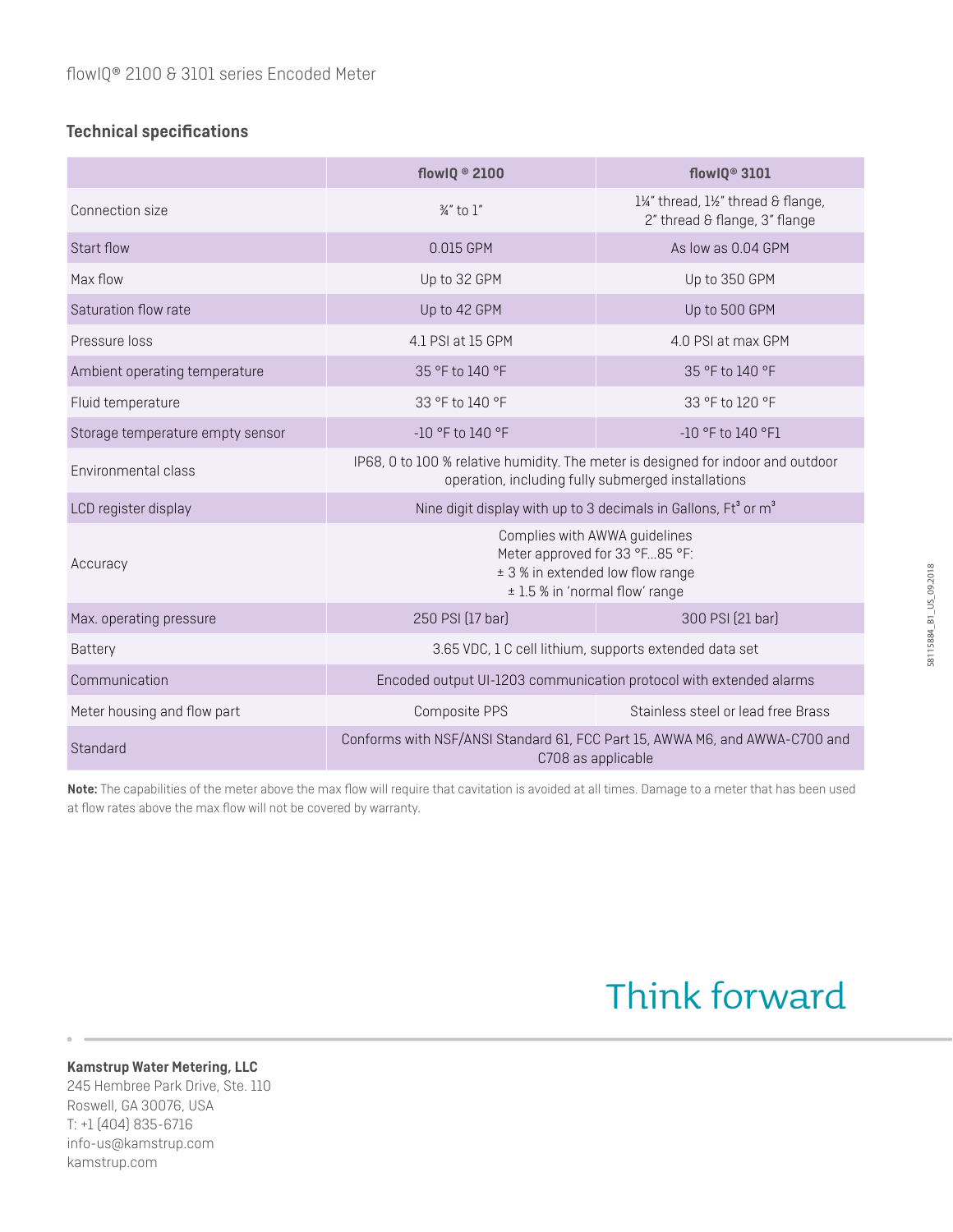## Technical specifications

| | flowIQ ® 2100 | flowIQ® 3101 |
|---|---|---|
| Connection size | ¾" to 1" | 1¼" thread, 1½" thread & flange, 2" thread & flange, 3" flange |
| Start flow | 0.015 GPM | As low as 0.04 GPM |
| Max flow | Up to 32 GPM | Up to 350 GPM |
| Saturation flow rate | Up to 42 GPM | Up to 500 GPM |
| Pressure loss | 4.1 PSI at 15 GPM | 4.0 PSI at max GPM |
| Ambient operating temperature | 35 °F to 140 °F | 35 °F to 140 °F |
| Fluid temperature | 33 °F to 140 °F | 33 °F to 120 °F |
| Storage temperature empty sensor | -10 °F to 140 °F | -10 °F to 140 °F1 |
| Environmental class | IP68, 0 to 100 % relative humidity. The meter is designed for indoor and outdoor operation, including fully submerged installations | |
| LCD register display | Nine digit display with up to 3 decimals in Gallons, $Ft^3$ or $m^3$ | |
| Accuracy | Complies with AWWA guidelines<br>Meter approved for 33 °F...85 °F:<br>± 3 % in extended low flow range<br>± 1.5 % in 'normal flow' range | |
| Max. operating pressure | 250 PSI (17 bar) | 300 PSI (21 bar) |
| Battery | 3.65 VDC, 1 C cell lithium, supports extended data set | |
| Communication | Encoded output UI-1203 communication protocol with extended alarms | |
| Meter housing and flow part | Composite PPS | Stainless steel or lead free Brass |
| Standard | Conforms with NSF/ANSI Standard 61, FCC Part 15, AWWA M6, and AWWA-C700 and C708 as applicable | |

**Note:** The capabilities of the meter above the max flow will require that cavitation is avoided at all times. Damage to a meter that has been used at flow rates above the max flow will not be covered by warranty.

Think forward

**Kamstrup Water Metering, LLC**
245 Hembree Park Drive, Ste. 110
Roswell, GA 30076, USA
T: +1 (404) 835-6716
info-us@kamstrup.com
kamstrup.com

58115884_B1_US_09.2018